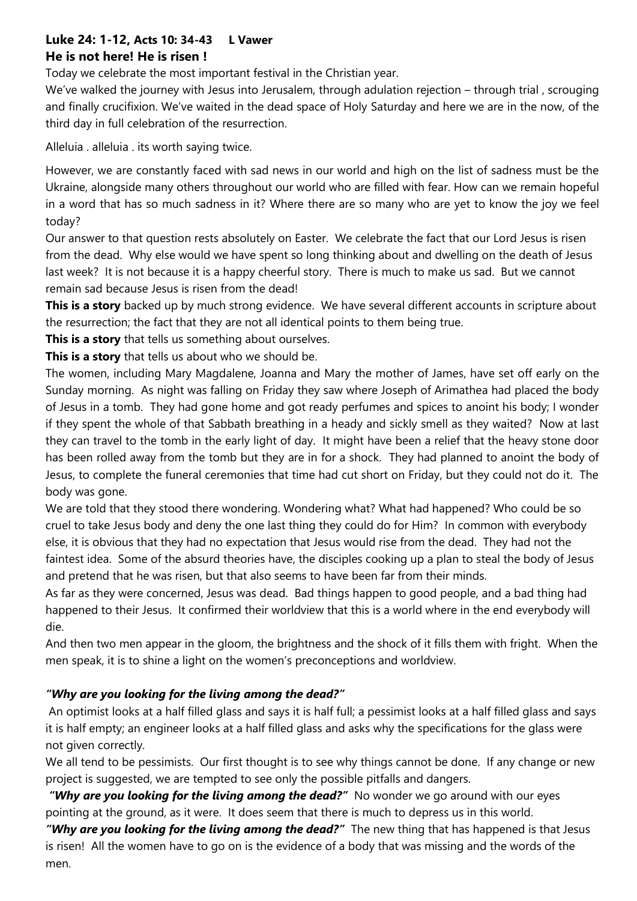**Luke 24: 1-12, Acts 10: 34-43     L Vawer**

**He is not here! He is risen !**

Today we celebrate the most important festival in the Christian year.

We've walked the journey with Jesus into Jerusalem, through adulation rejection – through trial , scrouging and finally crucifixion. We've waited in the dead space of Holy Saturday and here we are in the now, of the third day in full celebration of the resurrection.

Alleluia . alleluia . its worth saying twice.

However, we are constantly faced with sad news in our world and high on the list of sadness must be the Ukraine, alongside many others throughout our world who are filled with fear. How can we remain hopeful in a word that has so much sadness in it? Where there are so many who are yet to know the joy we feel today?

Our answer to that question rests absolutely on Easter. We celebrate the fact that our Lord Jesus is risen from the dead. Why else would we have spent so long thinking about and dwelling on the death of Jesus last week? It is not because it is a happy cheerful story. There is much to make us sad. But we cannot remain sad because Jesus is risen from the dead!

**This is a story** backed up by much strong evidence. We have several different accounts in scripture about the resurrection; the fact that they are not all identical points to them being true.

**This is a story** that tells us something about ourselves.

**This is a story** that tells us about who we should be.

The women, including Mary Magdalene, Joanna and Mary the mother of James, have set off early on the Sunday morning. As night was falling on Friday they saw where Joseph of Arimathea had placed the body of Jesus in a tomb. They had gone home and got ready perfumes and spices to anoint his body; I wonder if they spent the whole of that Sabbath breathing in a heady and sickly smell as they waited? Now at last they can travel to the tomb in the early light of day. It might have been a relief that the heavy stone door has been rolled away from the tomb but they are in for a shock. They had planned to anoint the body of Jesus, to complete the funeral ceremonies that time had cut short on Friday, but they could not do it. The body was gone.

We are told that they stood there wondering. Wondering what? What had happened? Who could be so cruel to take Jesus body and deny the one last thing they could do for Him? In common with everybody else, it is obvious that they had no expectation that Jesus would rise from the dead. They had not the faintest idea. Some of the absurd theories have, the disciples cooking up a plan to steal the body of Jesus and pretend that he was risen, but that also seems to have been far from their minds.

As far as they were concerned, Jesus was dead. Bad things happen to good people, and a bad thing had happened to their Jesus. It confirmed their worldview that this is a world where in the end everybody will die.

And then two men appear in the gloom, the brightness and the shock of it fills them with fright. When the men speak, it is to shine a light on the women's preconceptions and worldview.

***"Why are you looking for the living among the dead?"***

An optimist looks at a half filled glass and says it is half full; a pessimist looks at a half filled glass and says it is half empty; an engineer looks at a half filled glass and asks why the specifications for the glass were not given correctly.

We all tend to be pessimists. Our first thought is to see why things cannot be done. If any change or new project is suggested, we are tempted to see only the possible pitfalls and dangers.

***"Why are you looking for the living among the dead?"*** No wonder we go around with our eyes pointing at the ground, as it were. It does seem that there is much to depress us in this world.

***"Why are you looking for the living among the dead?"*** The new thing that has happened is that Jesus is risen! All the women have to go on is the evidence of a body that was missing and the words of the men.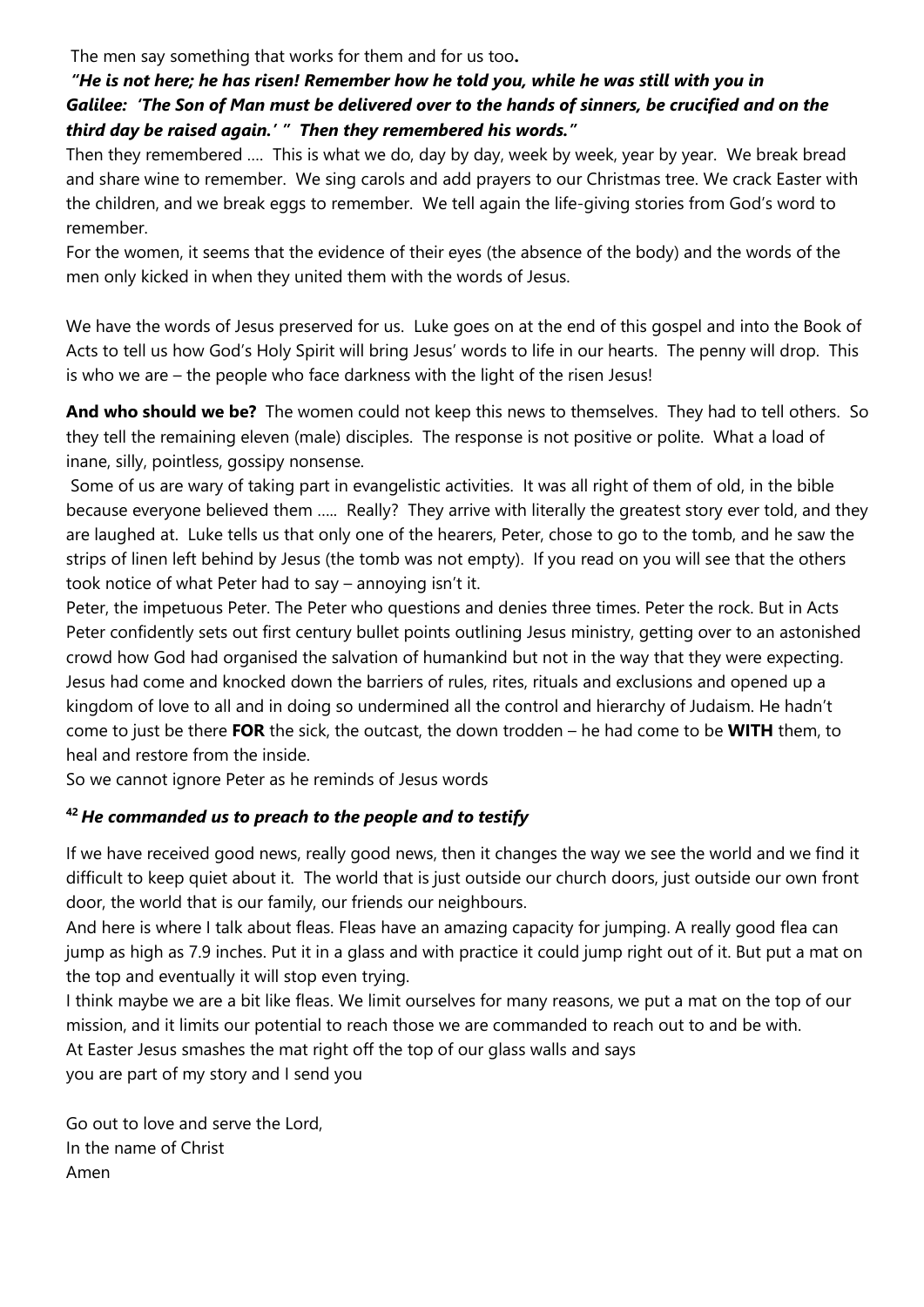The men say something that works for them and for us too**.**

***"He is not here; he has risen! Remember how he told you, while he was still with you in Galilee: 'The Son of Man must be delivered over to the hands of sinners, be crucified and on the third day be raised again.' " Then they remembered his words."***

Then they remembered …. This is what we do, day by day, week by week, year by year. We break bread and share wine to remember. We sing carols and add prayers to our Christmas tree. We crack Easter with the children, and we break eggs to remember. We tell again the life-giving stories from God's word to remember.

For the women, it seems that the evidence of their eyes (the absence of the body) and the words of the men only kicked in when they united them with the words of Jesus.

We have the words of Jesus preserved for us. Luke goes on at the end of this gospel and into the Book of Acts to tell us how God's Holy Spirit will bring Jesus' words to life in our hearts. The penny will drop. This is who we are – the people who face darkness with the light of the risen Jesus!

**And who should we be?** The women could not keep this news to themselves. They had to tell others. So they tell the remaining eleven (male) disciples. The response is not positive or polite. What a load of inane, silly, pointless, gossipy nonsense.

Some of us are wary of taking part in evangelistic activities. It was all right of them of old, in the bible because everyone believed them ….. Really? They arrive with literally the greatest story ever told, and they are laughed at. Luke tells us that only one of the hearers, Peter, chose to go to the tomb, and he saw the strips of linen left behind by Jesus (the tomb was not empty). If you read on you will see that the others took notice of what Peter had to say – annoying isn't it.

Peter, the impetuous Peter. The Peter who questions and denies three times. Peter the rock. But in Acts Peter confidently sets out first century bullet points outlining Jesus ministry, getting over to an astonished crowd how God had organised the salvation of humankind but not in the way that they were expecting. Jesus had come and knocked down the barriers of rules, rites, rituals and exclusions and opened up a kingdom of love to all and in doing so undermined all the control and hierarchy of Judaism. He hadn't come to just be there **FOR** the sick, the outcast, the down trodden – he had come to be **WITH** them, to heal and restore from the inside.

So we cannot ignore Peter as he reminds of Jesus words

**[42]** ***He commanded us to preach to the people and to testify***

If we have received good news, really good news, then it changes the way we see the world and we find it difficult to keep quiet about it. The world that is just outside our church doors, just outside our own front door, the world that is our family, our friends our neighbours.

And here is where I talk about fleas. Fleas have an amazing capacity for jumping. A really good flea can jump as high as 7.9 inches. Put it in a glass and with practice it could jump right out of it. But put a mat on the top and eventually it will stop even trying.

I think maybe we are a bit like fleas. We limit ourselves for many reasons, we put a mat on the top of our mission, and it limits our potential to reach those we are commanded to reach out to and be with.

At Easter Jesus smashes the mat right off the top of our glass walls and says

you are part of my story and I send you

Go out to love and serve the Lord,
In the name of Christ
Amen